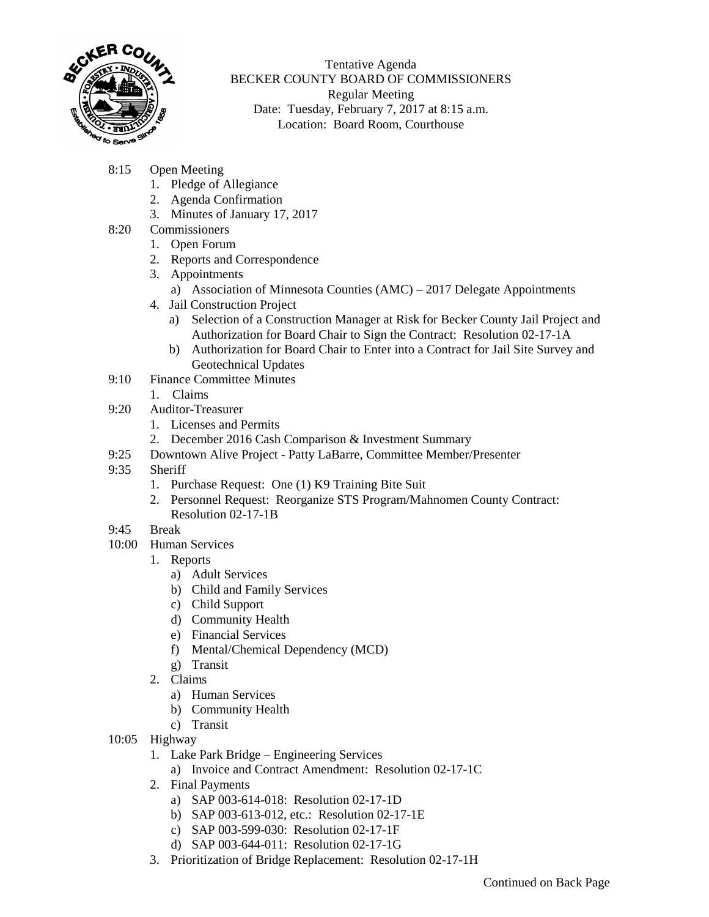Tentative Agenda
BECKER COUNTY BOARD OF COMMISSIONERS
Regular Meeting
Date: Tuesday, February 7, 2017 at 8:15 a.m.
Location: Board Room, Courthouse

8:15 Open Meeting
1. Pledge of Allegiance
2. Agenda Confirmation
3. Minutes of January 17, 2017

8:20 Commissioners
1. Open Forum
2. Reports and Correspondence
3. Appointments
   a) Association of Minnesota Counties (AMC) – 2017 Delegate Appointments
4. Jail Construction Project
   a) Selection of a Construction Manager at Risk for Becker County Jail Project and Authorization for Board Chair to Sign the Contract: Resolution 02-17-1A
   b) Authorization for Board Chair to Enter into a Contract for Jail Site Survey and Geotechnical Updates

9:10 Finance Committee Minutes
1. Claims

9:20 Auditor-Treasurer
1. Licenses and Permits
2. December 2016 Cash Comparison & Investment Summary

9:25 Downtown Alive Project - Patty LaBarre, Committee Member/Presenter

9:35 Sheriff
1. Purchase Request: One (1) K9 Training Bite Suit
2. Personnel Request: Reorganize STS Program/Mahnomen County Contract: Resolution 02-17-1B

9:45 Break

10:00 Human Services
1. Reports
   a) Adult Services
   b) Child and Family Services
   c) Child Support
   d) Community Health
   e) Financial Services
   f) Mental/Chemical Dependency (MCD)
   g) Transit
2. Claims
   a) Human Services
   b) Community Health
   c) Transit

10:05 Highway
1. Lake Park Bridge – Engineering Services
   a) Invoice and Contract Amendment: Resolution 02-17-1C
2. Final Payments
   a) SAP 003-614-018: Resolution 02-17-1D
   b) SAP 003-613-012, etc.: Resolution 02-17-1E
   c) SAP 003-599-030: Resolution 02-17-1F
   d) SAP 003-644-011: Resolution 02-17-1G
3. Prioritization of Bridge Replacement: Resolution 02-17-1H

Continued on Back Page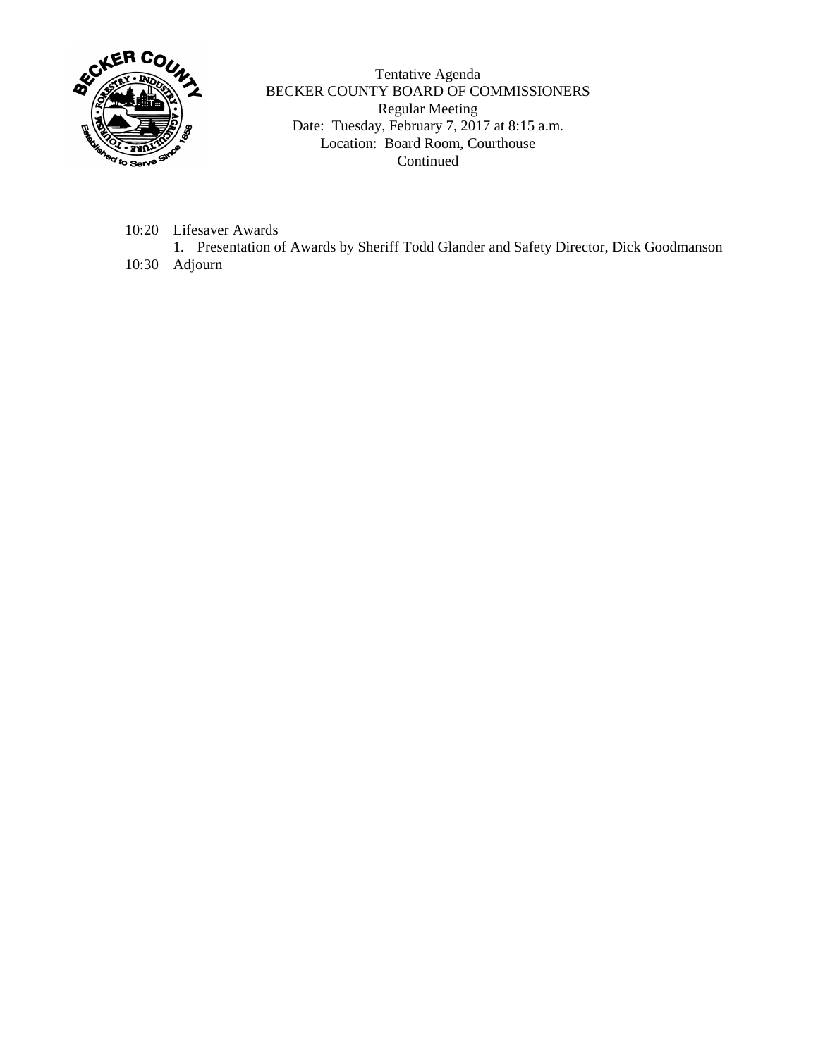Tentative Agenda
BECKER COUNTY BOARD OF COMMISSIONERS
Regular Meeting
Date: Tuesday, February 7, 2017 at 8:15 a.m.
Location: Board Room, Courthouse
Continued

10:20 Lifesaver Awards

1. Presentation of Awards by Sheriff Todd Glander and Safety Director, Dick Goodmanson

10:30 Adjourn